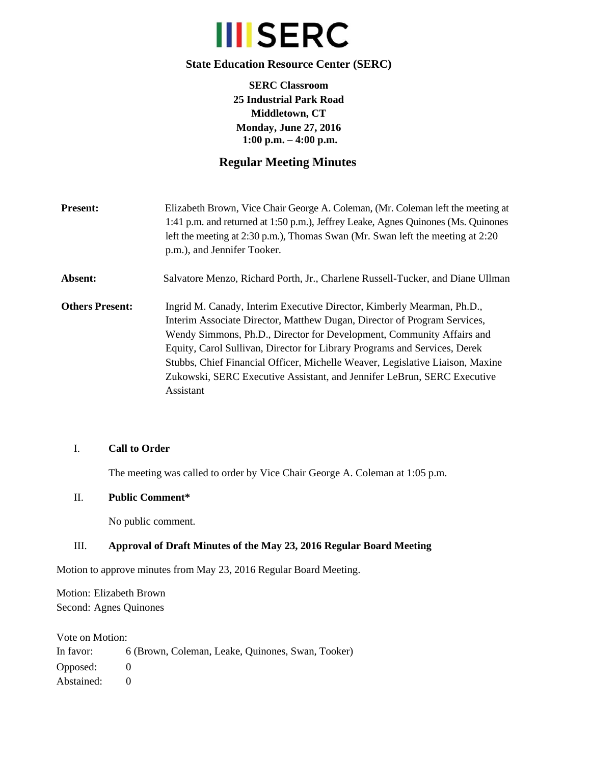# SERC

**State Education Resource Center (SERC)**

**SERC Classroom**
**25 Industrial Park Road**
**Middletown, CT**
**Monday, June 27, 2016**
**1:00 p.m. – 4:00 p.m.**

## Regular Meeting Minutes

**Present:** Elizabeth Brown, Vice Chair George A. Coleman, (Mr. Coleman left the meeting at 1:41 p.m. and returned at 1:50 p.m.), Jeffrey Leake, Agnes Quinones (Ms. Quinones left the meeting at 2:30 p.m.), Thomas Swan (Mr. Swan left the meeting at 2:20 p.m.), and Jennifer Tooker.

**Absent:** Salvatore Menzo, Richard Porth, Jr., Charlene Russell-Tucker, and Diane Ullman

**Others Present:** Ingrid M. Canady, Interim Executive Director, Kimberly Mearman, Ph.D., Interim Associate Director, Matthew Dugan, Director of Program Services, Wendy Simmons, Ph.D., Director for Development, Community Affairs and Equity, Carol Sullivan, Director for Library Programs and Services, Derek Stubbs, Chief Financial Officer, Michelle Weaver, Legislative Liaison, Maxine Zukowski, SERC Executive Assistant, and Jennifer LeBrun, SERC Executive Assistant

### I. Call to Order

The meeting was called to order by Vice Chair George A. Coleman at 1:05 p.m.

### II. Public Comment*

No public comment.

### III. Approval of Draft Minutes of the May 23, 2016 Regular Board Meeting

Motion to approve minutes from May 23, 2016 Regular Board Meeting.

Motion: Elizabeth Brown
Second: Agnes Quinones

Vote on Motion:
In favor: 6 (Brown, Coleman, Leake, Quinones, Swan, Tooker)
Opposed: 0
Abstained: 0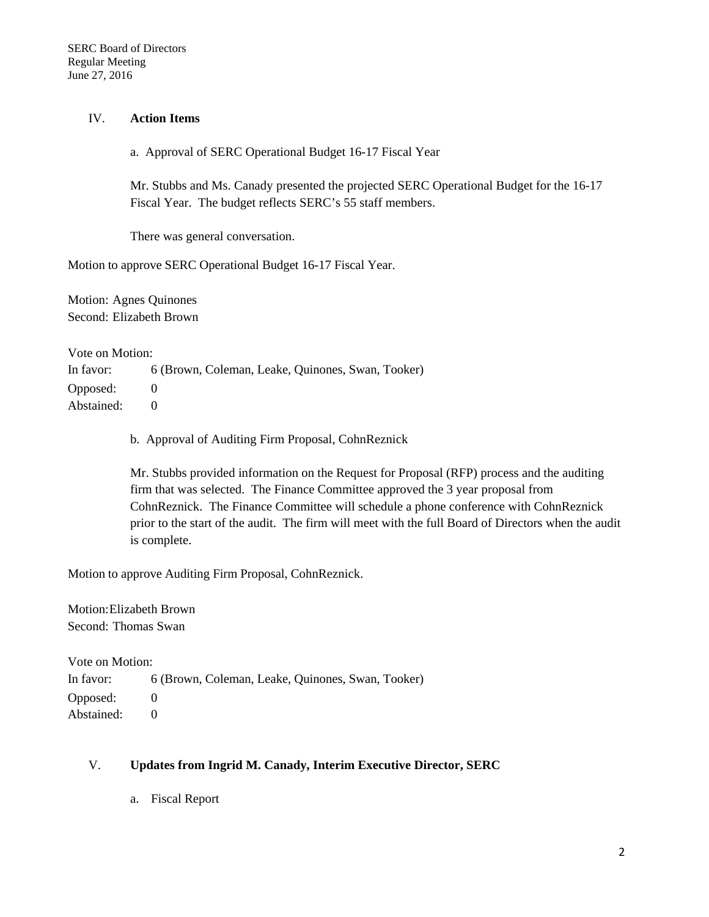IV. **Action Items**

a. Approval of SERC Operational Budget 16-17 Fiscal Year

Mr. Stubbs and Ms. Canady presented the projected SERC Operational Budget for the 16-17 Fiscal Year. The budget reflects SERC's 55 staff members.

There was general conversation.

Motion to approve SERC Operational Budget 16-17 Fiscal Year.

Motion: Agnes Quinones
Second: Elizabeth Brown

Vote on Motion:

| | |
|---|---|
| In favor: | 6 (Brown, Coleman, Leake, Quinones, Swan, Tooker) |
| Opposed: | 0 |
| Abstained: | 0 |

b. Approval of Auditing Firm Proposal, CohnReznick

Mr. Stubbs provided information on the Request for Proposal (RFP) process and the auditing firm that was selected. The Finance Committee approved the 3 year proposal from CohnReznick. The Finance Committee will schedule a phone conference with CohnReznick prior to the start of the audit. The firm will meet with the full Board of Directors when the audit is complete.

Motion to approve Auditing Firm Proposal, CohnReznick.

Motion: Elizabeth Brown
Second: Thomas Swan

Vote on Motion:

| | |
|---|---|
| In favor: | 6 (Brown, Coleman, Leake, Quinones, Swan, Tooker) |
| Opposed: | 0 |
| Abstained: | 0 |

V. **Updates from Ingrid M. Canady, Interim Executive Director, SERC**

a. Fiscal Report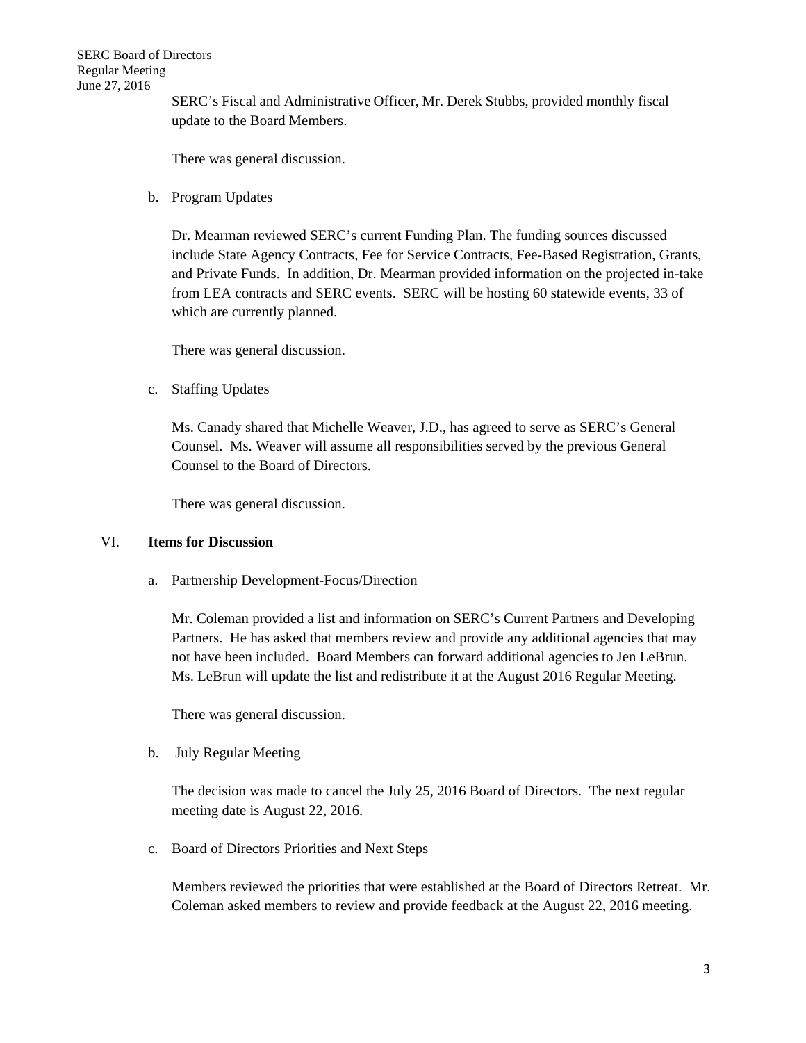SERC's Fiscal and Administrative Officer, Mr. Derek Stubbs, provided monthly fiscal update to the Board Members.

There was general discussion.

b. Program Updates

Dr. Mearman reviewed SERC's current Funding Plan. The funding sources discussed include State Agency Contracts, Fee for Service Contracts, Fee-Based Registration, Grants, and Private Funds. In addition, Dr. Mearman provided information on the projected in-take from LEA contracts and SERC events. SERC will be hosting 60 statewide events, 33 of which are currently planned.

There was general discussion.

c. Staffing Updates

Ms. Canady shared that Michelle Weaver, J.D., has agreed to serve as SERC's General Counsel. Ms. Weaver will assume all responsibilities served by the previous General Counsel to the Board of Directors.

There was general discussion.

## VI. **Items for Discussion**

a. Partnership Development-Focus/Direction

Mr. Coleman provided a list and information on SERC's Current Partners and Developing Partners. He has asked that members review and provide any additional agencies that may not have been included. Board Members can forward additional agencies to Jen LeBrun. Ms. LeBrun will update the list and redistribute it at the August 2016 Regular Meeting.

There was general discussion.

b. July Regular Meeting

The decision was made to cancel the July 25, 2016 Board of Directors. The next regular meeting date is August 22, 2016.

c. Board of Directors Priorities and Next Steps

Members reviewed the priorities that were established at the Board of Directors Retreat. Mr. Coleman asked members to review and provide feedback at the August 22, 2016 meeting.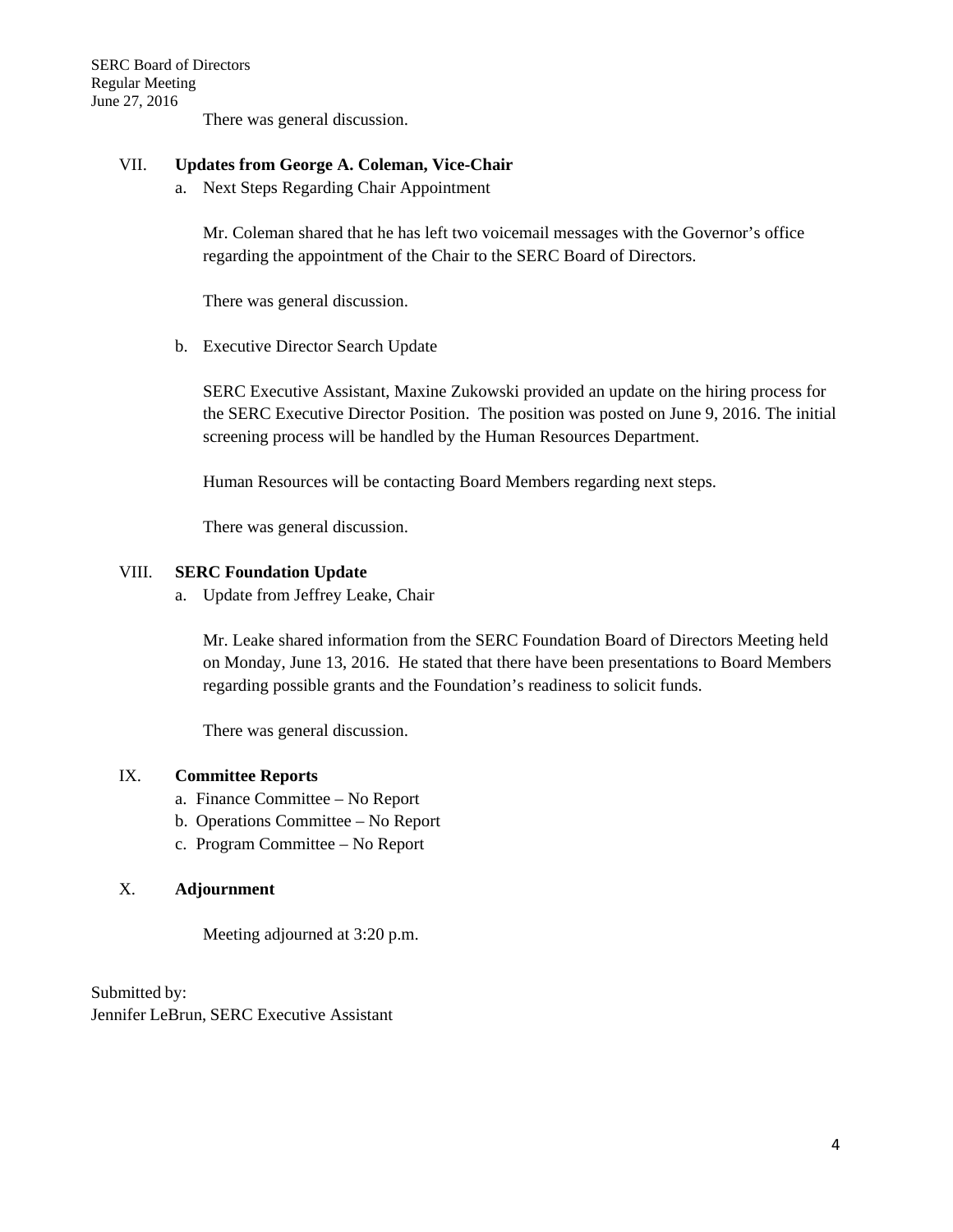There was general discussion.

VII. **Updates from George A. Coleman, Vice-Chair**

a. Next Steps Regarding Chair Appointment

Mr. Coleman shared that he has left two voicemail messages with the Governor's office regarding the appointment of the Chair to the SERC Board of Directors.

There was general discussion.

b. Executive Director Search Update

SERC Executive Assistant, Maxine Zukowski provided an update on the hiring process for the SERC Executive Director Position. The position was posted on June 9, 2016. The initial screening process will be handled by the Human Resources Department.

Human Resources will be contacting Board Members regarding next steps.

There was general discussion.

VIII. **SERC Foundation Update**

a. Update from Jeffrey Leake, Chair

Mr. Leake shared information from the SERC Foundation Board of Directors Meeting held on Monday, June 13, 2016. He stated that there have been presentations to Board Members regarding possible grants and the Foundation's readiness to solicit funds.

There was general discussion.

IX. **Committee Reports**

a. Finance Committee – No Report
b. Operations Committee – No Report
c. Program Committee – No Report

X. **Adjournment**

Meeting adjourned at 3:20 p.m.

Submitted by:
Jennifer LeBrun, SERC Executive Assistant